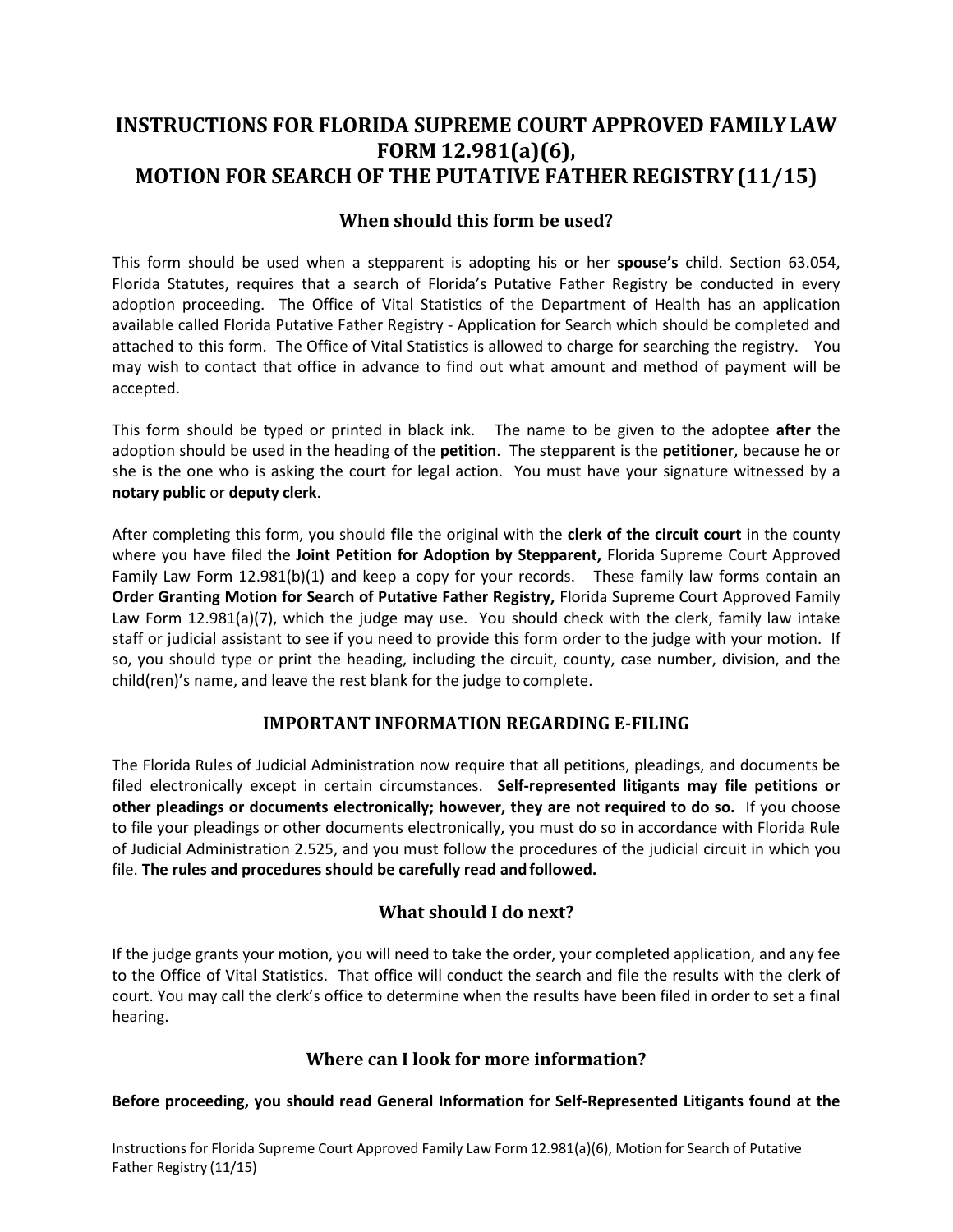# INSTRUCTIONS FOR FLORIDA SUPREME COURT APPROVED FAMILY LAW FORM 12.981(a)(6), MOTION FOR SEARCH OF THE PUTATIVE FATHER REGISTRY (11/15)

## When should this form be used?

This form should be used when a stepparent is adopting his or her **spouse's** child. Section 63.054, Florida Statutes, requires that a search of Florida's Putative Father Registry be conducted in every adoption proceeding. The Office of Vital Statistics of the Department of Health has an application available called Florida Putative Father Registry - Application for Search which should be completed and attached to this form. The Office of Vital Statistics is allowed to charge for searching the registry. You may wish to contact that office in advance to find out what amount and method of payment will be accepted.

This form should be typed or printed in black ink. The name to be given to the adoptee **after** the adoption should be used in the heading of the **petition**. The stepparent is the **petitioner**, because he or she is the one who is asking the court for legal action. You must have your signature witnessed by a **notary public** or **deputy clerk**.

After completing this form, you should **file** the original with the **clerk of the circuit court** in the county where you have filed the **Joint Petition for Adoption by Stepparent,** Florida Supreme Court Approved Family Law Form 12.981(b)(1) and keep a copy for your records. These family law forms contain an **Order Granting Motion for Search of Putative Father Registry,** Florida Supreme Court Approved Family Law Form 12.981(a)(7), which the judge may use. You should check with the clerk, family law intake staff or judicial assistant to see if you need to provide this form order to the judge with your motion. If so, you should type or print the heading, including the circuit, county, case number, division, and the child(ren)'s name, and leave the rest blank for the judge to complete.

## IMPORTANT INFORMATION REGARDING E-FILING

The Florida Rules of Judicial Administration now require that all petitions, pleadings, and documents be filed electronically except in certain circumstances. **Self-represented litigants may file petitions or other pleadings or documents electronically; however, they are not required to do so.** If you choose to file your pleadings or other documents electronically, you must do so in accordance with Florida Rule of Judicial Administration 2.525, and you must follow the procedures of the judicial circuit in which you file. **The rules and procedures should be carefully read and followed.**

## What should I do next?

If the judge grants your motion, you will need to take the order, your completed application, and any fee to the Office of Vital Statistics. That office will conduct the search and file the results with the clerk of court. You may call the clerk's office to determine when the results have been filed in order to set a final hearing.

## Where can I look for more information?

**Before proceeding, you should read General Information for Self-Represented Litigants found at the**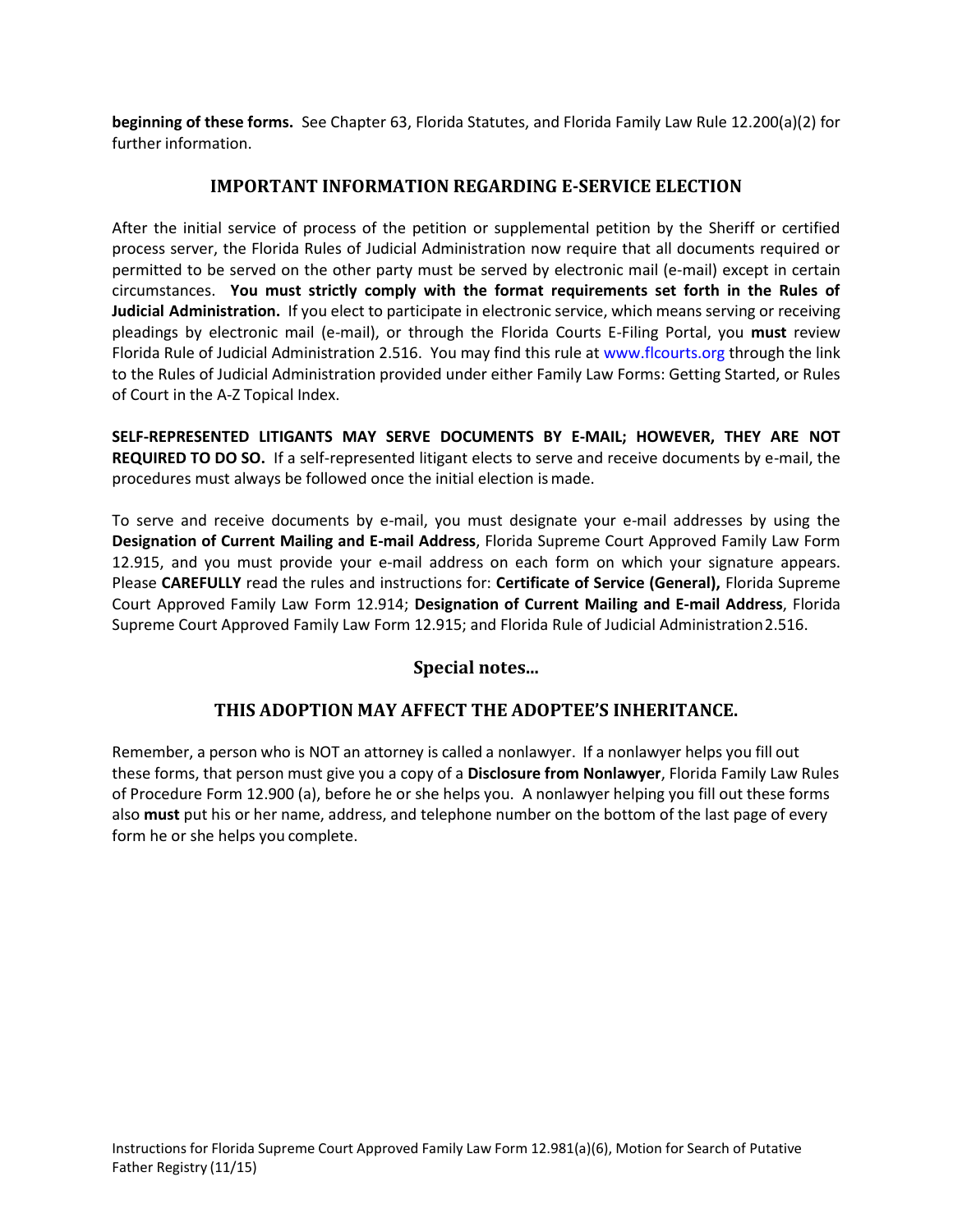**beginning of these forms.** See Chapter 63, Florida Statutes, and Florida Family Law Rule 12.200(a)(2) for further information.

## IMPORTANT INFORMATION REGARDING E-SERVICE ELECTION

After the initial service of process of the petition or supplemental petition by the Sheriff or certified process server, the Florida Rules of Judicial Administration now require that all documents required or permitted to be served on the other party must be served by electronic mail (e-mail) except in certain circumstances. **You must strictly comply with the format requirements set forth in the Rules of Judicial Administration.** If you elect to participate in electronic service, which means serving or receiving pleadings by electronic mail (e-mail), or through the Florida Courts E-Filing Portal, you **must** review Florida Rule of Judicial Administration 2.516. You may find this rule at www.flcourts.org through the link to the Rules of Judicial Administration provided under either Family Law Forms: Getting Started, or Rules of Court in the A-Z Topical Index.

**SELF-REPRESENTED LITIGANTS MAY SERVE DOCUMENTS BY E-MAIL; HOWEVER, THEY ARE NOT REQUIRED TO DO SO.** If a self-represented litigant elects to serve and receive documents by e-mail, the procedures must always be followed once the initial election is made.

To serve and receive documents by e-mail, you must designate your e-mail addresses by using the **Designation of Current Mailing and E-mail Address**, Florida Supreme Court Approved Family Law Form 12.915, and you must provide your e-mail address on each form on which your signature appears. Please **CAREFULLY** read the rules and instructions for: **Certificate of Service (General),** Florida Supreme Court Approved Family Law Form 12.914; **Designation of Current Mailing and E-mail Address**, Florida Supreme Court Approved Family Law Form 12.915; and Florida Rule of Judicial Administration 2.516.

## Special notes...

## THIS ADOPTION MAY AFFECT THE ADOPTEE'S INHERITANCE.

Remember, a person who is NOT an attorney is called a nonlawyer. If a nonlawyer helps you fill out these forms, that person must give you a copy of a **Disclosure from Nonlawyer**, Florida Family Law Rules of Procedure Form 12.900 (a), before he or she helps you. A nonlawyer helping you fill out these forms also **must** put his or her name, address, and telephone number on the bottom of the last page of every form he or she helps you complete.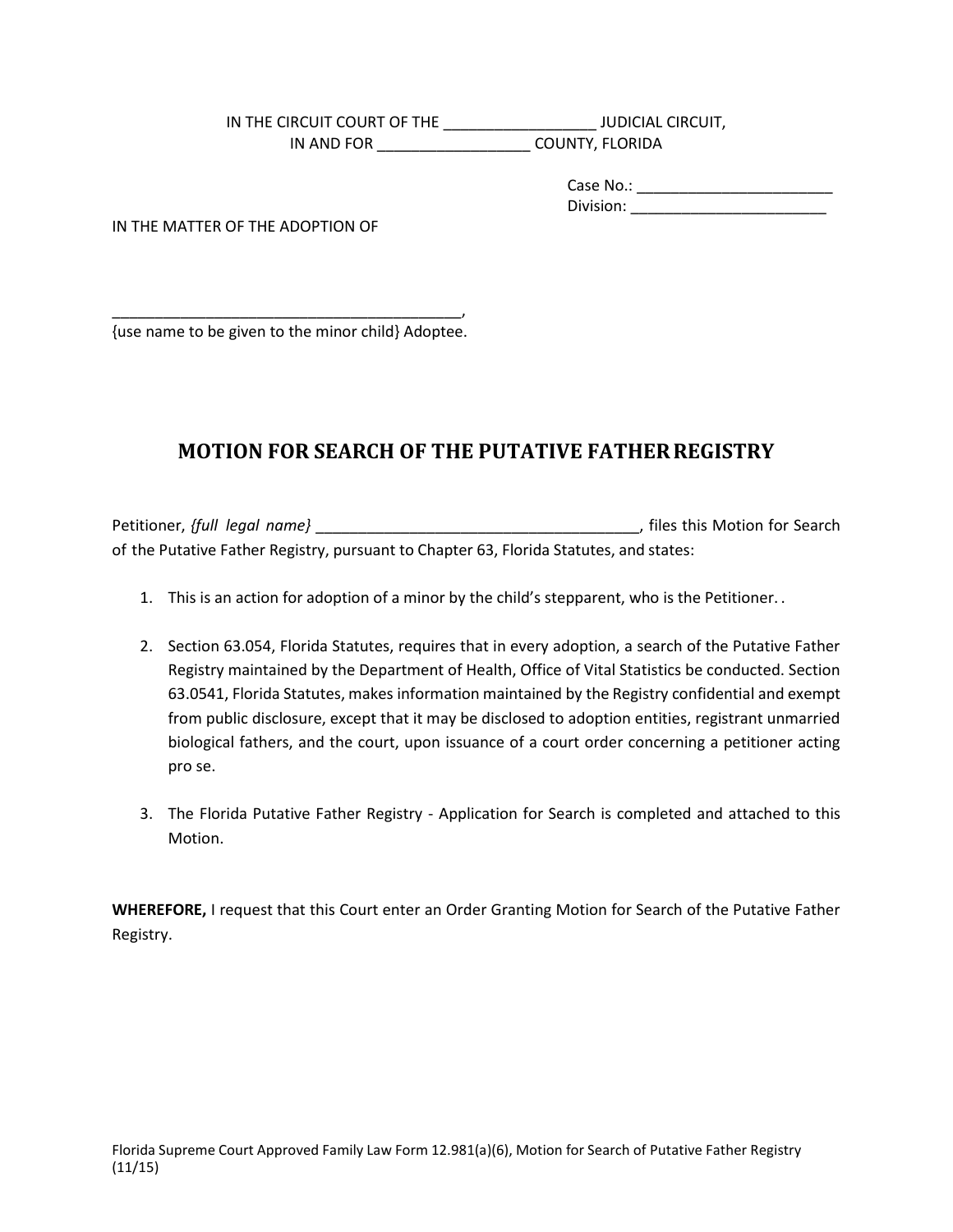IN THE CIRCUIT COURT OF THE __________________ JUDICIAL CIRCUIT,
IN AND FOR __________________ COUNTY, FLORIDA

Case No.: _______________________
Division: _______________________

IN THE MATTER OF THE ADOPTION OF

__________________________________________,
{use name to be given to the minor child} Adoptee.

## MOTION FOR SEARCH OF THE PUTATIVE FATHER REGISTRY

Petitioner, *{full legal name}* ______________________________________, files this Motion for Search of the Putative Father Registry, pursuant to Chapter 63, Florida Statutes, and states:

1. This is an action for adoption of a minor by the child's stepparent, who is the Petitioner. .

2. Section 63.054, Florida Statutes, requires that in every adoption, a search of the Putative Father Registry maintained by the Department of Health, Office of Vital Statistics be conducted. Section 63.0541, Florida Statutes, makes information maintained by the Registry confidential and exempt from public disclosure, except that it may be disclosed to adoption entities, registrant unmarried biological fathers, and the court, upon issuance of a court order concerning a petitioner acting pro se.

3. The Florida Putative Father Registry - Application for Search is completed and attached to this Motion.

**WHEREFORE,** I request that this Court enter an Order Granting Motion for Search of the Putative Father Registry.

Florida Supreme Court Approved Family Law Form 12.981(a)(6), Motion for Search of Putative Father Registry (11/15)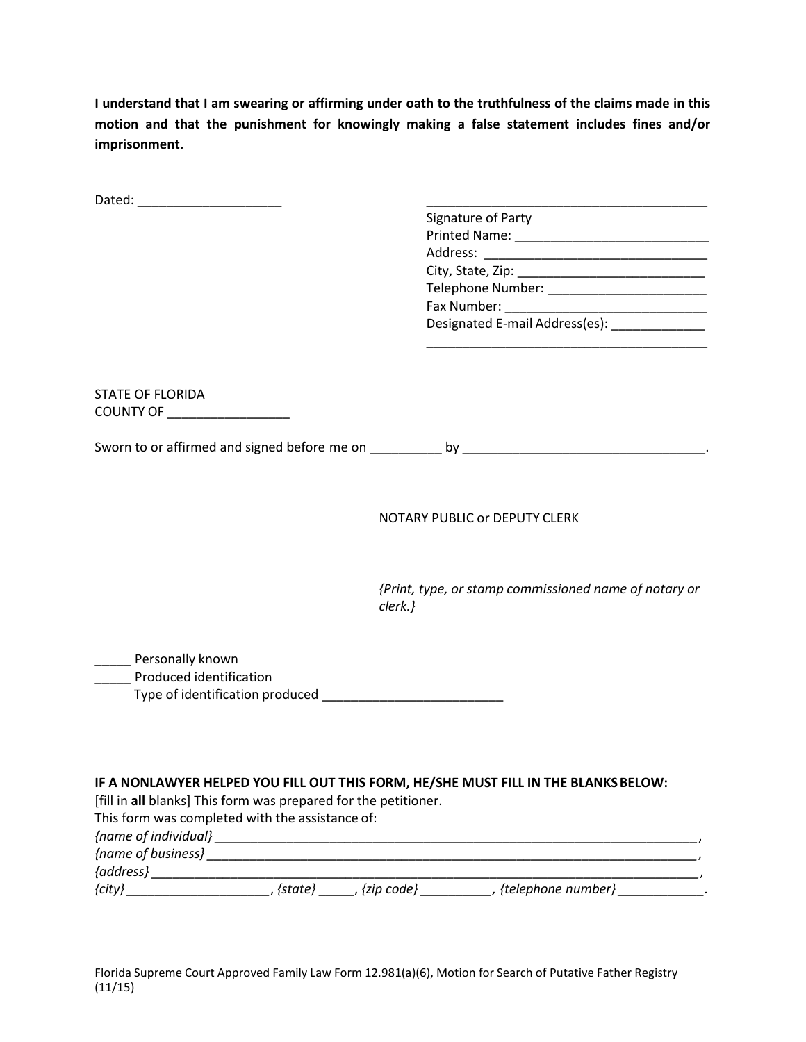**I understand that I am swearing or affirming under oath to the truthfulness of the claims made in this motion and that the punishment for knowingly making a false statement includes fines and/or imprisonment.**

Dated: ____________________

________________________________________
Signature of Party
Printed Name: ___________________________
Address: _______________________________
City, State, Zip: _________________________
Telephone Number: ______________________
Fax Number: ____________________________
Designated E-mail Address(es): _____________
________________________________________

STATE OF FLORIDA
COUNTY OF _________________

Sworn to or affirmed and signed before me on __________ by _________________________________.

________________________________________
NOTARY PUBLIC or DEPUTY CLERK

________________________________________
*{Print, type, or stamp commissioned name of notary or clerk.}*

_____ Personally known
_____ Produced identification
Type of identification produced _________________________

**IF A NONLAWYER HELPED YOU FILL OUT THIS FORM, HE/SHE MUST FILL IN THE BLANKS BELOW:**
[fill in **all** blanks] This form was prepared for the petitioner.
This form was completed with the assistance of:
*{name of individual}* ______________________________________________________________________,
*{name of business}* ______________________________________________________________________,
*{address}* ___________________________________________________________________________,
*{city}* ____________________, *{state}* _____, *{zip code}* __________, *{telephone number}* ____________.

Florida Supreme Court Approved Family Law Form 12.981(a)(6), Motion for Search of Putative Father Registry (11/15)